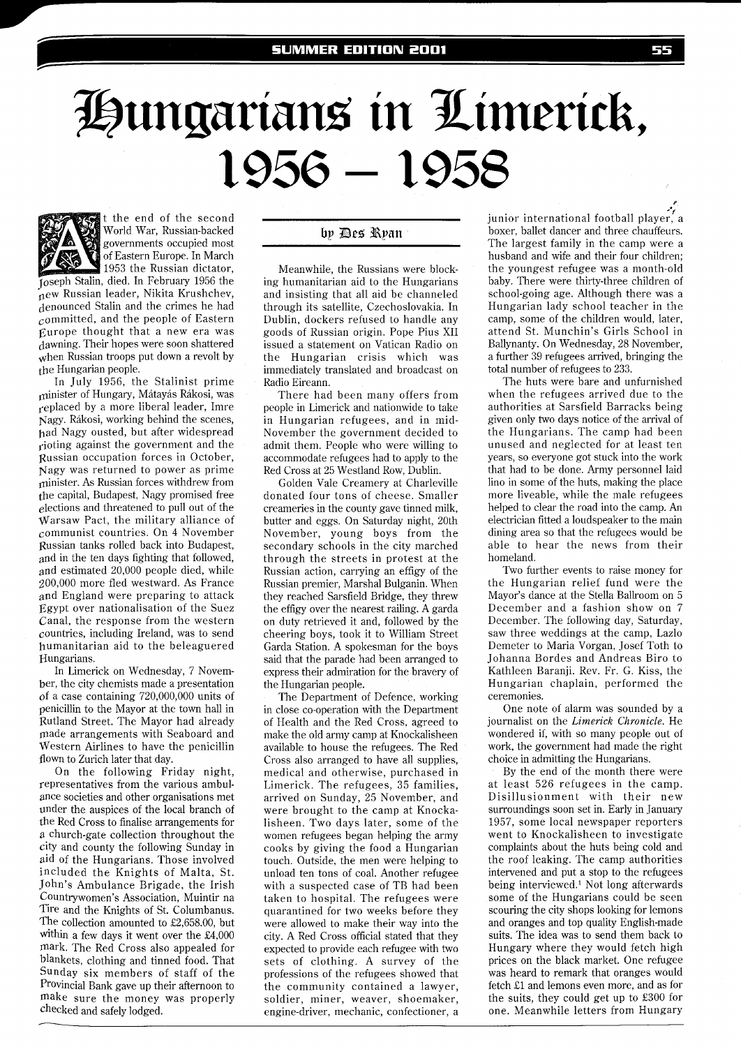# Hungarians in Limerick, 1956 – 1958

by Des Ryan

At the end of the second World War, Russian-backed governments occupied most of Eastern Europe. In March 1953 the Russian dictator, Joseph Stalin, died. In February 1956 the new Russian leader, Nikita Krushchev, denounced Stalin and the crimes he had committed, and the people of Eastern Europe thought that a new era was dawning. Their hopes were soon shattered when Russian troops put down a revolt by the Hungarian people.

In July 1956, the Stalinist prime minister of Hungary, Mátayás Rákosi, was replaced by a more liberal leader, Imre Nagy. Rákosi, working behind the scenes, had Nagy ousted, but after widespread rioting against the government and the Russian occupation forces in October, Nagy was returned to power as prime minister. As Russian forces withdrew from the capital, Budapest, Nagy promised free elections and threatened to pull out of the Warsaw Pact, the military alliance of communist countries. On 4 November Russian tanks rolled back into Budapest, and in the ten days fighting that followed, and estimated 20,000 people died, while 200,000 more fled westward. As France and England were preparing to attack Egypt over nationalisation of the Suez Canal, the response from the western countries, including Ireland, was to send humanitarian aid to the beleaguered Hungarians.

In Limerick on Wednesday, 7 November, the city chemists made a presentation of a case containing 720,000,000 units of penicillin to the Mayor at the town hall in Rutland Street. The Mayor had already made arrangements with Seaboard and Western Airlines to have the penicillin flown to Zurich later that day.

On the following Friday night, representatives from the various ambulance societies and other organisations met under the auspices of the local branch of the Red Cross to finalise arrangements for a church-gate collection throughout the city and county the following Sunday in aid of the Hungarians. Those involved included the Knights of Malta, St. John's Ambulance Brigade, the Irish Countrywomen's Association, Muintir na Tire and the Knights of St. Columbanus. The collection amounted to £2,658.00, but within a few days it went over the £4,000 mark. The Red Cross also appealed for blankets, clothing and tinned food. That Sunday six members of staff of the Provincial Bank gave up their afternoon to make sure the money was properly checked and safely lodged.

Meanwhile, the Russians were blocking humanitarian aid to the Hungarians and insisting that all aid be channeled through its satellite, Czechoslovakia. In Dublin, dockers refused to handle any goods of Russian origin. Pope Pius XII issued a statement on Vatican Radio on the Hungarian crisis which was immediately translated and broadcast on Radio Eireann.

There had been many offers from people in Limerick and nationwide to take in Hungarian refugees, and in mid-November the government decided to admit them. People who were willing to accommodate refugees had to apply to the Red Cross at 25 Westland Row, Dublin.

Golden Vale Creamery at Charleville donated four tons of cheese. Smaller creameries in the county gave tinned milk, butter and eggs. On Saturday night, 20th November, young boys from the secondary schools in the city marched through the streets in protest at the Russian action, carrying an effigy of the Russian premier, Marshal Bulganin. When they reached Sarsfield Bridge, they threw the effigy over the nearest railing. A garda on duty retrieved it and, followed by the cheering boys, took it to William Street Garda Station. A spokesman for the boys said that the parade had been arranged to express their admiration for the bravery of the Hungarian people.

The Department of Defence, working in close co-operation with the Department of Health and the Red Cross, agreed to make the old army camp at Knockalisheen available to house the refugees. The Red Cross also arranged to have all supplies, medical and otherwise, purchased in Limerick. The refugees, 35 families, arrived on Sunday, 25 November, and were brought to the camp at Knockalisheen. Two days later, some of the women refugees began helping the army cooks by giving the food a Hungarian touch. Outside, the men were helping to unload ten tons of coal. Another refugee with a suspected case of TB had been taken to hospital. The refugees were quarantined for two weeks before they were allowed to make their way into the city. A Red Cross official stated that they expected to provide each refugee with two sets of clothing. A survey of the professions of the refugees showed that the community contained a lawyer, soldier, miner, weaver, shoemaker, engine-driver, mechanic, confectioner, a junior international football player, a boxer, ballet dancer and three chauffeurs. The largest family in the camp were a husband and wife and their four children; the youngest refugee was a month-old baby. There were thirty-three children of school-going age. Although there was a Hungarian lady school teacher in the camp, some of the children would, later, attend St. Munchin's Girls School in Ballynanty. On Wednesday, 28 November, a further 39 refugees arrived, bringing the total number of refugees to 233.

The huts were bare and unfurnished when the refugees arrived due to the authorities at Sarsfield Barracks being given only two days notice of the arrival of the Hungarians. The camp had been unused and neglected for at least ten years, so everyone got stuck into the work that had to be done. Army personnel laid lino in some of the huts, making the place more liveable, while the male refugees helped to clear the road into the camp. An electrician fitted a loudspeaker to the main dining area so that the refugees would be able to hear the news from their homeland.

Two further events to raise money for the Hungarian relief fund were the Mayor's dance at the Stella Ballroom on 5 December and a fashion show on 7 December. The following day, Saturday, saw three weddings at the camp, Lazlo Demeter to Maria Vorgan, Josef Toth to Johanna Bordes and Andreas Biro to Kathleen Baranji. Rev. Fr. G. Kiss, the Hungarian chaplain, performed the ceremonies.

One note of alarm was sounded by a journalist on the *Limerick Chronicle*. He wondered if, with so many people out of work, the government had made the right choice in admitting the Hungarians.

By the end of the month there were at least 526 refugees in the camp. Disillusionment with their new surroundings soon set in. Early in January 1957, some local newspaper reporters went to Knockalisheen to investigate complaints about the huts being cold and the roof leaking. The camp authorities intervened and put a stop to the refugees being interviewed.[1] Not long afterwards some of the Hungarians could be seen scouring the city shops looking for lemons and oranges and top quality English-made suits. The idea was to send them back to Hungary where they would fetch high prices on the black market. One refugee was heard to remark that oranges would fetch £1 and lemons even more, and as for the suits, they could get up to £300 for one. Meanwhile letters from Hungary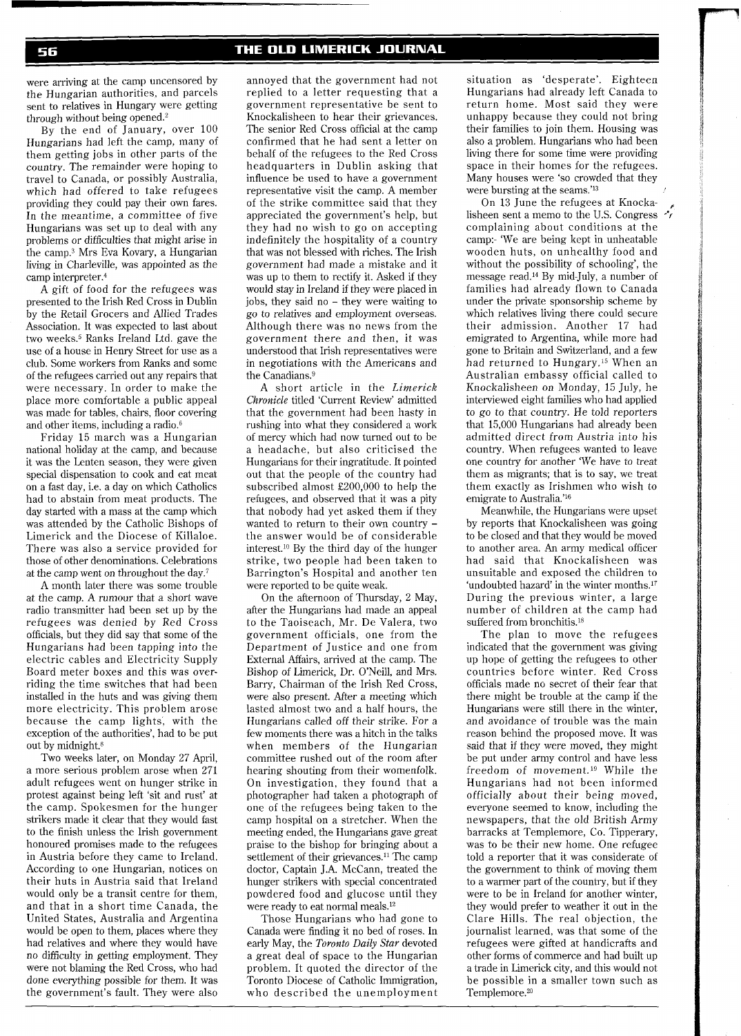were arriving at the camp uncensored by the Hungarian authorities, and parcels sent to relatives in Hungary were getting through without being opened.[2]

By the end of January, over 100 Hungarians had left the camp, many of them getting jobs in other parts of the country. The remainder were hoping to travel to Canada, or possibly Australia, which had offered to take refugees providing they could pay their own fares. In the meantime, a committee of five Hungarians was set up to deal with any problems or difficulties that might arise in the camp.[3] Mrs Eva Kovary, a Hungarian living in Charleville, was appointed as the camp interpreter.[4]

A gift of food for the refugees was presented to the Irish Red Cross in Dublin by the Retail Grocers and Allied Trades Association. It was expected to last about two weeks.[5] Ranks Ireland Ltd. gave the use of a house in Henry Street for use as a club. Some workers from Ranks and some of the refugees carried out any repairs that were necessary. In order to make the place more comfortable a public appeal was made for tables, chairs, floor covering and other items, including a radio.[6]

Friday 15 march was a Hungarian national holiday at the camp, and because it was the Lenten season, they were given special dispensation to cook and eat meat on a fast day, i.e. a day on which Catholics had to abstain from meat products. The day started with a mass at the camp which was attended by the Catholic Bishops of Limerick and the Diocese of Killaloe. There was also a service provided for those of other denominations. Celebrations at the camp went on throughout the day.[7]

A month later there was some trouble at the camp. A rumour that a short wave radio transmitter had been set up by the refugees was denied by Red Cross officials, but they did say that some of the Hungarians had been tapping into the electric cables and Electricity Supply Board meter boxes and this was over-riding the time switches that had been installed in the huts and was giving them more electricity. This problem arose because the camp lights, with the exception of the authorities', had to be put out by midnight.[8]

Two weeks later, on Monday 27 April, a more serious problem arose when 271 adult refugees went on hunger strike in protest against being left 'sit and rust' at the camp. Spokesmen for the hunger strikers made it clear that they would fast to the finish unless the Irish government honoured promises made to the refugees in Austria before they came to Ireland. According to one Hungarian, notices on their huts in Austria said that Ireland would only be a transit centre for them, and that in a short time Canada, the United States, Australia and Argentina would be open to them, places where they had relatives and where they would have no difficulty in getting employment. They were not blaming the Red Cross, who had done everything possible for them. It was the government's fault. They were also annoyed that the government had not replied to a letter requesting that a government representative be sent to Knockalisheen to hear their grievances. The senior Red Cross official at the camp confirmed that he had sent a letter on behalf of the refugees to the Red Cross headquarters in Dublin asking that influence be used to have a government representative visit the camp. A member of the strike committee said that they appreciated the government's help, but they had no wish to go on accepting indefinitely the hospitality of a country that was not blessed with riches. The Irish government had made a mistake and it was up to them to rectify it. Asked if they would stay in Ireland if they were placed in jobs, they said no – they were waiting to go to relatives and employment overseas. Although there was no news from the government there and then, it was understood that Irish representatives were in negotiations with the Americans and the Canadians.[9]

A short article in the *Limerick Chronicle* titled 'Current Review' admitted that the government had been hasty in rushing into what they considered a work of mercy which had now turned out to be a headache, but also criticised the Hungarians for their ingratitude. It pointed out that the people of the country had subscribed almost £200,000 to help the refugees, and observed that it was a pity that nobody had yet asked them if they wanted to return to their own country – the answer would be of considerable interest.[10] By the third day of the hunger strike, two people had been taken to Barrington's Hospital and another ten were reported to be quite weak.

On the afternoon of Thursday, 2 May, after the Hungarians had made an appeal to the Taoiseach, Mr. De Valera, two government officials, one from the Department of Justice and one from External Affairs, arrived at the camp. The Bishop of Limerick, Dr. O'Neill, and Mrs. Barry, Chairman of the Irish Red Cross, were also present. After a meeting which lasted almost two and a half hours, the Hungarians called off their strike. For a few moments there was a hitch in the talks when members of the Hungarian committee rushed out of the room after hearing shouting from their womenfolk. On investigation, they found that a photographer had taken a photograph of one of the refugees being taken to the camp hospital on a stretcher. When the meeting ended, the Hungarians gave great praise to the bishop for bringing about a settlement of their grievances.[11] The camp doctor, Captain J.A. McCann, treated the hunger strikers with special concentrated powdered food and glucose until they were ready to eat normal meals.[12]

Those Hungarians who had gone to Canada were finding it no bed of roses. In early May, the *Toronto Daily Star* devoted a great deal of space to the Hungarian problem. It quoted the director of the Toronto Diocese of Catholic Immigration, who described the unemployment situation as 'desperate'. Eighteen Hungarians had already left Canada to return home. Most said they were unhappy because they could not bring their families to join them. Housing was also a problem. Hungarians who had been living there for some time were providing space in their homes for the refugees. Many houses were 'so crowded that they were bursting at the seams.'[13]

On 13 June the refugees at Knockalisheen sent a memo to the U.S. Congress complaining about conditions at the camp:- 'We are being kept in unheatable wooden huts, on unhealthy food and without the possibility of schooling', the message read.[14] By mid-July, a number of families had already flown to Canada under the private sponsorship scheme by which relatives living there could secure their admission. Another 17 had emigrated to Argentina, while more had gone to Britain and Switzerland, and a few had returned to Hungary.[15] When an Australian embassy official called to Knockalisheen on Monday, 15 July, he interviewed eight families who had applied to go to that country. He told reporters that 15,000 Hungarians had already been admitted direct from Austria into his country. When refugees wanted to leave one country for another 'We have to treat them as migrants; that is to say, we treat them exactly as Irishmen who wish to emigrate to Australia.'[16]

Meanwhile, the Hungarians were upset by reports that Knockalisheen was going to be closed and that they would be moved to another area. An army medical officer had said that Knockalisheen was unsuitable and exposed the children to 'undoubted hazard' in the winter months.[17] During the previous winter, a large number of children at the camp had suffered from bronchitis.[18]

The plan to move the refugees indicated that the government was giving up hope of getting the refugees to other countries before winter. Red Cross officials made no secret of their fear that there might be trouble at the camp if the Hungarians were still there in the winter, and avoidance of trouble was the main reason behind the proposed move. It was said that if they were moved, they might be put under army control and have less freedom of movement.[19] While the Hungarians had not been informed officially about their being moved, everyone seemed to know, including the newspapers, that the old British Army barracks at Templemore, Co. Tipperary, was to be their new home. One refugee told a reporter that it was considerate of the government to think of moving them to a warmer part of the country, but if they were to be in Ireland for another winter, they would prefer to weather it out in the Clare Hills. The real objection, the journalist learned, was that some of the refugees were gifted at handicrafts and other forms of commerce and had built up a trade in Limerick city, and this would not be possible in a smaller town such as Templemore.[20]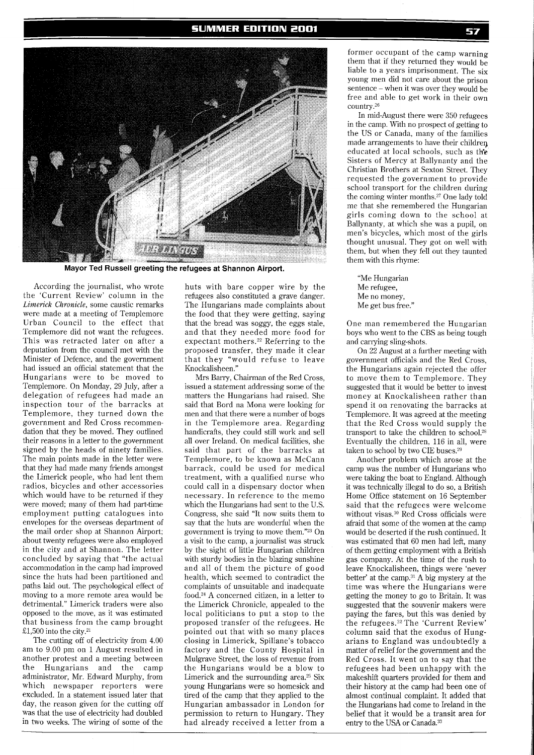Mayor Ted Russell greeting the refugees at Shannon Airport.

According the journalist, who wrote the 'Current Review' column in the *Limerick Chronicle*, some caustic remarks were made at a meeting of Templemore Urban Council to the effect that Templemore did not want the refugees. This was retracted later on after a deputation from the council met with the Minister of Defence, and the government had issued an official statement that the Hungarians were to be moved to Templemore. On Monday, 29 July, after a delegation of refugees had made an inspection tour of the barracks at Templemore, they turned down the government and Red Cross recommendation that they be moved. They outlined their reasons in a letter to the government signed by the heads of ninety families. The main points made in the letter were that they had made many friends amongst the Limerick people, who had lent them radios, bicycles and other accessories which would have to be returned if they were moved; many of them had part-time employment putting catalogues into envelopes for the overseas department of the mail order shop at Shannon Airport; about twenty refugees were also employed in the city and at Shannon. The letter concluded by saying that "the actual accommodation in the camp had improved since the huts had been partitioned and paths laid out. The psychological effect of moving to a more remote area would be detrimental." Limerick traders were also opposed to the move, as it was estimated that business from the camp brought £1,500 into the city.[21]

The cutting off of electricity from 4.00 am to 9.00 pm on 1 August resulted in another protest and a meeting between the Hungarians and the camp administrator, Mr. Edward Murphy, from which newspaper reporters were excluded. In a statement issued later that day, the reason given for the cutting off was that the use of electricity had doubled in two weeks. The wiring of some of the huts with bare copper wire by the refugees also constituted a grave danger. The Hungarians made complaints about the food that they were getting, saying that the bread was soggy, the eggs stale, and that they needed more food for expectant mothers.[22] Referring to the proposed transfer, they made it clear that they "would refuse to leave Knockalisheen."

Mrs Barry, Chairman of the Red Cross, issued a statement addressing some of the matters the Hungarians had raised. She said that Bord na Mona were looking for men and that there were a number of bogs in the Templemore area. Regarding handicrafts, they could still work and sell all over Ireland. On medical facilities, she said that part of the barracks at Templemore, to be known as McCann barrack, could be used for medical treatment, with a qualified nurse who could call in a dispensary doctor when necessary. In reference to the memo which the Hungarians had sent to the U.S. Congress, she said "It now suits them to say that the huts are wonderful when the government is trying to move them."[23] On a visit to the camp, a journalist was struck by the sight of little Hungarian children with sturdy bodies in the blazing sunshine and all of them the picture of good health, which seemed to contradict the complaints of unsuitable and inadequate food.[24] A concerned citizen, in a letter to the Limerick Chronicle, appealed to the local politicians to put a stop to the proposed transfer of the refugees. He pointed out that with so many places closing in Limerick, Spillane's tobacco factory and the County Hospital in Mulgrave Street, the loss of revenue from the Hungarians would be a blow to Limerick and the surrounding area.[25] Six young Hungarians were so homesick and tired of the camp that they applied to the Hungarian ambassador in London for permission to return to Hungary. They had already received a letter from a former occupant of the camp warning them that if they returned they would be liable to a years imprisonment. The six young men did not care about the prison sentence – when it was over they would be free and able to get work in their own country.[26]

In mid-August there were 350 refugees in the camp. With no prospect of getting to the US or Canada, many of the families made arrangements to have their children educated at local schools, such as the Sisters of Mercy at Ballynanty and the Christian Brothers at Sexton Street. They requested the government to provide school transport for the children during the coming winter months.[27] One lady told me that she remembered the Hungarian girls coming down to the school at Ballynanty, at which she was a pupil, on men's bicycles, which most of the girls thought unusual. They got on well with them, but when they fell out they taunted them with this rhyme:

"Me Hungarian
Me refugee,
Me no money,
Me get bus free."

One man remembered the Hungarian boys who went to the CBS as being tough and carrying sling-shots.

On 22 August at a further meeting with government officials and the Red Cross, the Hungarians again rejected the offer to move them to Templemore. They suggested that it would be better to invest money at Knockalisheen rather than spend it on renovating the barracks at Templemore. It was agreed at the meeting that the Red Cross would supply the transport to take the children to school.[28] Eventually the children, 116 in all, were taken to school by two CIE buses.[29]

Another problem which arose at the camp was the number of Hungarians who were taking the boat to England. Although it was technically illegal to do so, a British Home Office statement on 16 September said that the refugees were welcome without visas.[30] Red Cross officials were afraid that some of the women at the camp would be deserted if the rush continued. It was estimated that 60 men had left, many of them getting employment with a British gas company. At the time of the rush to leave Knockalisheen, things were 'never better' at the camp.[31] A big mystery at the time was where the Hungarians were getting the money to go to Britain. It was suggested that the souvenir makers were paying the fares, but this was denied by the refugees.[32] The 'Current Review' column said that the exodus of Hungarians to England was undoubtedly a matter of relief for the government and the Red Cross. It went on to say that the refugees had been unhappy with the makeshift quarters provided for them and their history at the camp had been one of almost continual complaint. It added that the Hungarians had come to Ireland in the belief that it would be a transit area for entry to the USA or Canada.[33]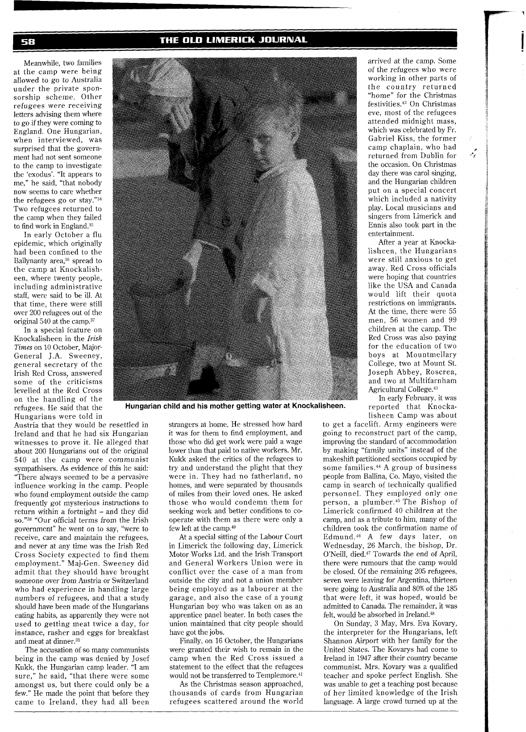Meanwhile, two families at the camp were being allowed to go to Australia under the private sponsorship scheme. Other refugees were receiving letters advising them where to go if they were coming to England. One Hungarian, when interviewed, was surprised that the government had not sent someone to the camp to investigate the 'exodus'. "It appears to me," he said, "that nobody now seems to care whether the refugees go or stay."[34] Two refugees returned to the camp when they failed to find work in England.[35]

In early October a flu epidemic, which originally had been confined to the Ballynanty area,[36] spread to the camp at Knockalisheen, where twenty people, including administrative staff, were said to be ill. At that time, there were still over 200 refugees out of the original 540 at the camp.[37]

In a special feature on Knockalisheen in the *Irish Times* on 10 October, Major-General J.A. Sweeney, general secretary of the Irish Red Cross, answered some of the criticisms levelled at the Red Cross on the handling of the refugees. He said that the Hungarians were told in Austria that they would be resettled in Ireland and that he had six Hungarian witnesses to prove it. He alleged that about 200 Hungarians out of the original 540 at the camp were communist sympathisers. As evidence of this he said: "There always seemed to be a pervasive influence working in the camp. People who found employment outside the camp frequently got mysterious instructions to return within a fortnight – and they did so."[38] "Our official terms from the Irish government" he went on to say, "were to receive, care and maintain the refugees, and never at any time was the Irish Red Cross Society expected to find them employment." Maj-Gen. Sweeney did admit that they should have brought someone over from Austria or Switzerland who had experience in handling large numbers of refugees, and that a study should have been made of the Hungarians eating habits, as apparently they were not used to getting meat twice a day, for instance, rasher and eggs for breakfast and meat at dinner.[39]

The accusation of so many communists being in the camp was denied by Josef Kukk, the Hungarian camp leader. "I am sure," he said, "that there were some amongst us, but there could only be a few." He made the point that before they came to Ireland, they had all been strangers at home. He stressed how hard it was for them to find employment, and those who did get work were paid a wage lower than that paid to native workers. Mr. Kukk asked the critics of the refugees to try and understand the plight that they were in. They had no fatherland, no homes, and were separated by thousands of miles from their loved ones. He asked those who would condemn them for seeking work and better conditions to co-operate with them as there were only a few left at the camp.[40]

At a special sitting of the Labour Court in Limerick the following day, Limerick Motor Works Ltd. and the Irish Transport and General Workers Union were in conflict over the case of a man from outside the city and not a union member being employed as a labourer at the garage, and also the case of a young Hungarian boy who was taken on as an apprentice panel beater. In both cases the union maintained that city people should have got the jobs.

Finally, on 16 October, the Hungarians were granted their wish to remain in the camp when the Red Cross issued a statement to the effect that the refugees would not be transferred to Templemore.[41]

As the Christmas season approached, thousands of cards from Hungarian refugees scattered around the world arrived at the camp. Some of the refugees who were working in other parts of the country returned "home" for the Christmas festivities.[42] On Christmas eve, most of the refugees attended midnight mass, which was celebrated by Fr. Gabriel Kiss, the former camp chaplain, who had returned from Dublin for the occasion. On Christmas day there was carol singing, and the Hungarian children put on a special concert which included a nativity play. Local musicians and singers from Limerick and Ennis also took part in the entertainment.

Hungarian child and his mother getting water at Knockalisheen.

After a year at Knockalisheen, the Hungarians were still anxious to get away. Red Cross officials were hoping that countries like the USA and Canada would lift their quota restrictions on immigrants. At the time, there were 55 men, 56 women and 99 children at the camp. The Red Cross was also paying for the education of two boys at Mountmellary College, two at Mount St. Joseph Abbey, Roscrea, and two at Multifarnham Agricultural College.[43]

In early February, it was reported that Knockalisheen Camp was about to get a facelift. Army engineers were going to reconstruct part of the camp, improving the standard of accommodation by making "family units" instead of the makeshift partitioned sections occupied by some families.[44] A group of business people from Ballina, Co. Mayo, visited the camp in search of technically qualified personnel. They employed only one person, a plumber.[45] The Bishop of Limerick confirmed 40 children at the camp, and as a tribute to him, many of the children took the confirmation name of Edmund.[46] A few days later, on Wednesday, 26 March, the bishop, Dr. O'Neill, died.[47] Towards the end of April, there were rumours that the camp would be closed. Of the remaining 205 refugees, seven were leaving for Argentina, thirteen were going to Australia and 80% of the 185 that were left, it was hoped, would be admitted to Canada. The remainder, it was felt, would be absorbed in Ireland.[48]

On Sunday, 3 May, Mrs. Eva Kovary, the interpreter for the Hungarians, left Shannon Airport with her family for the United States. The Kovarys had come to Ireland in 1947 after their country became communist. Mrs. Kovary was a qualified teacher and spoke perfect English. She was unable to get a teaching post because of her limited knowledge of the Irish language. A large crowd turned up at the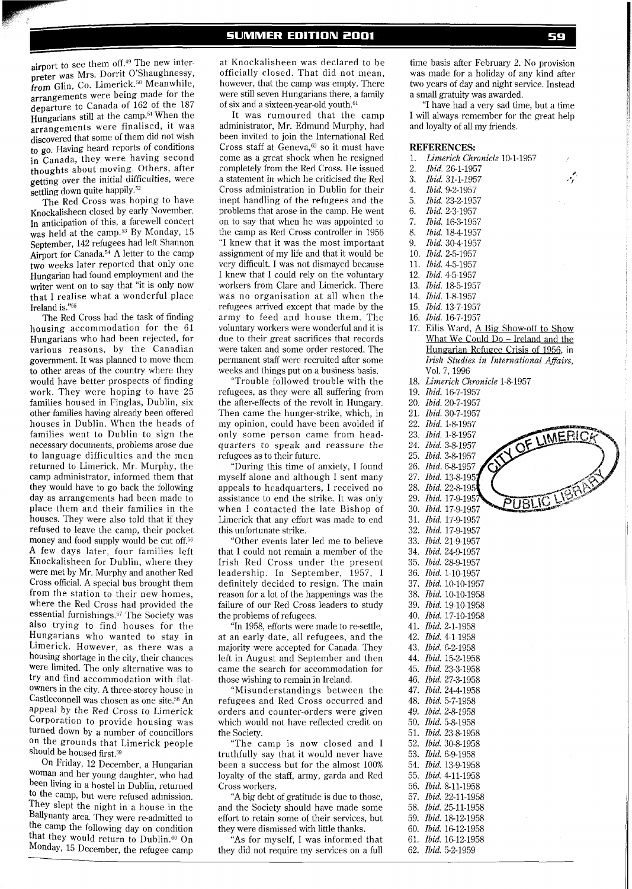airport to see them off.[49] The new interpreter was Mrs. Dorrit O'Shaughnessy, from Glin, Co. Limerick.[50] Meanwhile, arrangements were being made for the departure to Canada of 162 of the 187 Hungarians still at the camp.[51] When the arrangements were finalised, it was discovered that some of them did not wish to go. Having heard reports of conditions in Canada, they were having second thoughts about moving. Others, after getting over the initial difficulties, were settling down quite happily.[52]

The Red Cross was hoping to have Knockalisheen closed by early November. In anticipation of this, a farewell concert was held at the camp.[53] By Monday, 15 September, 142 refugees had left Shannon Airport for Canada.[54] A letter to the camp two weeks later reported that only one Hungarian had found employment and the writer went on to say that "it is only now that I realise what a wonderful place Ireland is."[55]

The Red Cross had the task of finding housing accommodation for the 61 Hungarians who had been rejected, for various reasons, by the Canadian government. It was planned to move them to other areas of the country where they would have better prospects of finding work. They were hoping to have 25 families housed in Finglas, Dublin, six other families having already been offered houses in Dublin. When the heads of families went to Dublin to sign the necessary documents, problems arose due to language difficulties and the men returned to Limerick. Mr. Murphy, the camp administrator, informed them that they would have to go back the following day as arrangements had been made to place them and their families in the houses. They were also told that if they refused to leave the camp, their pocket money and food supply would be cut off.[56] A few days later, four families left Knockalisheen for Dublin, where they were met by Mr. Murphy and another Red Cross official. A special bus brought them from the station to their new homes, where the Red Cross had provided the essential furnishings.[57] The Society was also trying to find houses for the Hungarians who wanted to stay in Limerick. However, as there was a housing shortage in the city, their chances were limited. The only alternative was to try and find accommodation with flat-owners in the city. A three-storey house in Castleconnell was chosen as one site.[58] An appeal by the Red Cross to Limerick Corporation to provide housing was turned down by a number of councillors on the grounds that Limerick people should be housed first.[59]

On Friday, 12 December, a Hungarian woman and her young daughter, who had been living in a hostel in Dublin, returned to the camp, but were refused admission. They slept the night in a house in the Ballynanty area. They were re-admitted to the camp the following day on condition that they would return to Dublin.[60] On Monday, 15 December, the refugee camp at Knockalisheen was declared to be officially closed. That did not mean, however, that the camp was empty. There were still seven Hungarians there, a family of six and a sixteen-year-old youth.[61]

It was rumoured that the camp administrator, Mr. Edmund Murphy, had been invited to join the International Red Cross staff at Geneva,[62] so it must have come as a great shock when he resigned completely from the Red Cross. He issued a statement in which he criticised the Red Cross administration in Dublin for their inept handling of the refugees and the problems that arose in the camp. He went on to say that when he was appointed to the camp as Red Cross controller in 1956 "I knew that it was the most important assignment of my life and that it would be very difficult. I was not dismayed because I knew that I could rely on the voluntary workers from Clare and Limerick. There was no organisation at all when the refugees arrived except that made by the army to feed and house them. The voluntary workers were wonderful and it is due to their great sacrifices that records were taken and some order restored. The permanent staff were recruited after some weeks and things put on a business basis.

"Trouble followed trouble with the refugees, as they were all suffering from the after-effects of the revolt in Hungary. Then came the hunger-strike, which, in my opinion, could have been avoided if only some person came from headquarters to speak and reassure the refugees as to their future.

"During this time of anxiety, I found myself alone and although I sent many appeals to headquarters, I received no assistance to end the strike. It was only when I contacted the late Bishop of Limerick that any effort was made to end this unfortunate strike.

"Other events later led me to believe that I could not remain a member of the Irish Red Cross under the present leadership. In September, 1957, I definitely decided to resign. The main reason for a lot of the happenings was the failure of our Red Cross leaders to study the problems of refugees.

"In 1958, efforts were made to re-settle, at an early date, all refugees, and the majority were accepted for Canada. They left in August and September and then came the search for accommodation for those wishing to remain in Ireland.

"Misunderstandings between the refugees and Red Cross occurred and orders and counter-orders were given which would not have reflected credit on the Society.

"The camp is now closed and I truthfully say that it would never have been a success but for the almost 100% loyalty of the staff, army, garda and Red Cross workers.

"A big debt of gratitude is due to those, and the Society should have made some effort to retain some of their services, but they were dismissed with little thanks.

"As for myself, I was informed that they did not require my services on a full time basis after February 2. No provision was made for a holiday of any kind after two years of day and night service. Instead a small gratuity was awarded.

"I have had a very sad time, but a time I will always remember for the great help and loyalty of all my friends.

## REFERENCES:

1. *Limerick Chronicle* 10-1-1957
2. *Ibid.* 26-1-1957
3. *Ibid.* 31-1-1957
4. *Ibid.* 9-2-1957
5. *Ibid.* 23-2-1957
6. *Ibid.* 2-3-1957
7. *Ibid.* 16-3-1957
8. *Ibid.* 18-4-1957
9. *Ibid.* 30-4-1957
10. *Ibid.* 2-5-1957
11. *Ibid.* 4-5-1957
12. *Ibid.* 4-5-1957
13. *Ibid.* 18-5-1957
14. *Ibid.* 1-8-1957
15. *Ibid.* 13-7-1957
16. *Ibid.* 16-7-1957
17. Eilis Ward, A Big Show-off to Show What We Could Do – Ireland and the Hungarian Refugee Crisis of 1956, in *Irish Studies in International Affairs*, Vol. 7, 1996
18. *Limerick Chronicle* 1-8-1957
19. *Ibid.* 16-7-1957
20. *Ibid.* 20-7-1957
21. *Ibid.* 30-7-1957
22. *Ibid.* 1-8-1957
23. *Ibid.* 1-8-1957
24. *Ibid.* 3-8-1957
25. *Ibid.* 3-8-1957
26. *Ibid.* 6-8-1957
27. *Ibid.* 13-8-1957
28. *Ibid.* 22-8-1957
29. *Ibid.* 17-9-1957
30. *Ibid.* 17-9-1957
31. *Ibid.* 17-9-1957
32. *Ibid.* 17-9-1957
33. *Ibid.* 21-9-1957
34. *Ibid.* 24-9-1957
35. *Ibid.* 28-9-1957
36. *Ibid.* 1-10-1957
37. *Ibid.* 10-10-1957
38. *Ibid.* 10-10-1958
39. *Ibid.* 19-10-1958
40. *Ibid.* 17-10-1958
41. *Ibid.* 2-1-1958
42. *Ibid.* 4-1-1958
43. *Ibid.* 6-2-1958
44. *Ibid.* 15-2-1958
45. *Ibid.* 23-3-1958
46. *Ibid.* 27-3-1958
47. *Ibid.* 24-4-1958
48. *Ibid.* 5-7-1958
49. *Ibid.* 2-8-1958
50. *Ibid.* 5-8-1958
51. *Ibid.* 23-8-1958
52. *Ibid.* 30-8-1958
53. *Ibid.* 6-9-1958
54. *Ibid.* 13-9-1958
55. *Ibid.* 4-11-1958
56. *Ibid.* 8-11-1958
57. *Ibid.* 22-11-1958
58. *Ibid.* 25-11-1958
59. *Ibid.* 18-12-1958
60. *Ibid.* 16-12-1958
61. *Ibid.* 16-12-1958
62. *Ibid.* 5-2-1959